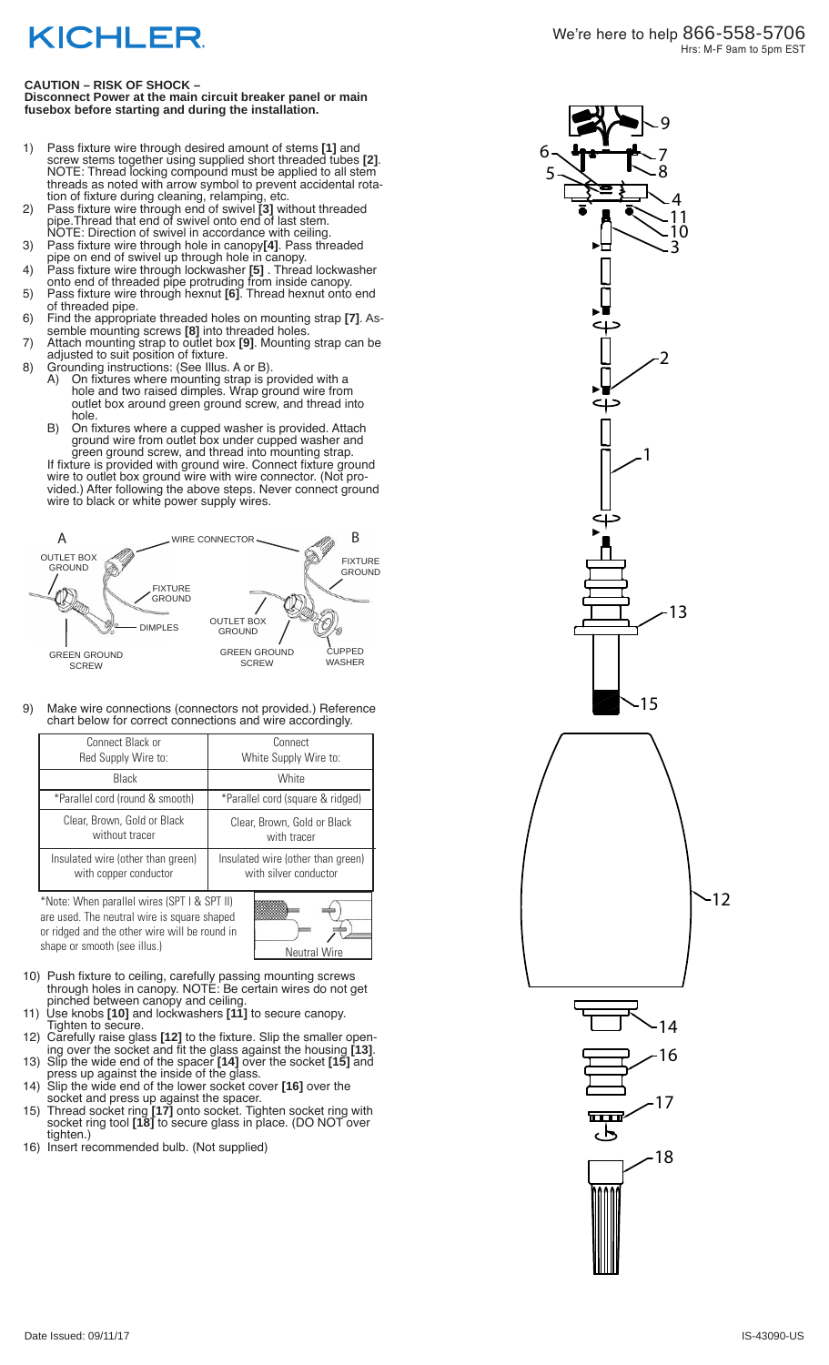# KICHLER

We're here to help 866-558-5706
Hrs: M-F 9am to 5pm EST

**CAUTION – RISK OF SHOCK –**
**Disconnect Power at the main circuit breaker panel or main fusebox before starting and during the installation.**

1) Pass fixture wire through desired amount of stems **[1]** and screw stems together using supplied short threaded tubes **[2]**. NOTE: Thread locking compound must be applied to all stem threads as noted with arrow symbol to prevent accidental rotation of fixture during cleaning, relamping, etc.
2) Pass fixture wire through end of swivel **[3]** without threaded pipe. Thread that end of swivel onto end of last stem. NOTE: Direction of swivel in accordance with ceiling.
3) Pass fixture wire through hole in canopy **[4]**. Pass threaded pipe on end of swivel up through hole in canopy.
4) Pass fixture wire through lockwasher **[5]** . Thread lockwasher onto end of threaded pipe protruding from inside canopy.
5) Pass fixture wire through hexnut **[6]**. Thread hexnut onto end of threaded pipe.
6) Find the appropriate threaded holes on mounting strap **[7]**. Assemble mounting screws **[8]** into threaded holes.
7) Attach mounting strap to outlet box **[9]**. Mounting strap can be adjusted to suit position of fixture.
8) Grounding instructions: (See Illus. A or B).
   A) On fixtures where mounting strap is provided with a hole and two raised dimples. Wrap ground wire from outlet box around green ground screw, and thread into hole.
   B) On fixtures where a cupped washer is provided. Attach ground wire from outlet box under cupped washer and green ground screw, and thread into mounting strap.

   If fixture is provided with ground wire. Connect fixture ground wire to outlet box ground wire with wire connector. (Not provided.) After following the above steps. Never connect ground wire to black or white power supply wires.

A: OUTLET BOX GROUND, WIRE CONNECTOR, FIXTURE GROUND, DIMPLES, GREEN GROUND SCREW

B: WIRE CONNECTOR, FIXTURE GROUND, OUTLET BOX GROUND, GREEN GROUND SCREW, CUPPED WASHER

9) Make wire connections (connectors not provided.) Reference chart below for correct connections and wire accordingly.

| Connect Black or Red Supply Wire to: | Connect White Supply Wire to: |
| --- | --- |
| Black | White |
| *Parallel cord (round & smooth) | *Parallel cord (square & ridged) |
| Clear, Brown, Gold or Black without tracer | Clear, Brown, Gold or Black with tracer |
| Insulated wire (other than green) with copper conductor | Insulated wire (other than green) with silver conductor |

*Note: When parallel wires (SPT I & SPT II) are used. The neutral wire is square shaped or ridged and the other wire will be round in shape or smooth (see illus.)

Neutral Wire

10) Push fixture to ceiling, carefully passing mounting screws through holes in canopy. NOTE: Be certain wires do not get pinched between canopy and ceiling.
11) Use knobs **[10]** and lockwashers **[11]** to secure canopy. Tighten to secure.
12) Carefully raise glass **[12]** to the fixture. Slip the smaller opening over the socket and fit the glass against the housing **[13]**.
13) Slip the wide end of the spacer **[14]** over the socket **[15]** and press up against the inside of the glass.
14) Slip the wide end of the lower socket cover **[16]** over the socket and press up against the spacer.
15) Thread socket ring **[17]** onto socket. Tighten socket ring with socket ring tool **[18]** to secure glass in place. (DO NOT over tighten.)
16) Insert recommended bulb. (Not supplied)

Date Issued: 09/11/17

IS-43090-US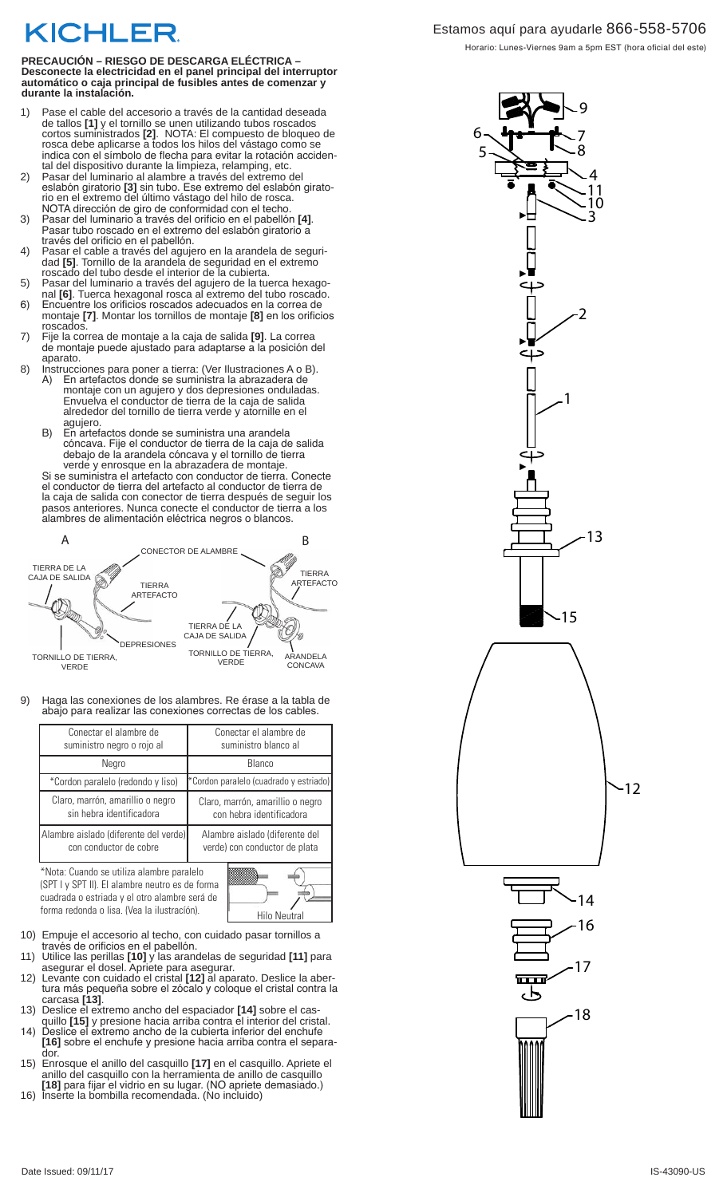# KICHLER

Estamos aquí para ayudarle 866-558-5706

Horario: Lunes-Viernes 9am a 5pm EST (hora oficial del este)

**PRECAUCIÓN – RIESGO DE DESCARGA ELÉCTRICA – Desconecte la electricidad en el panel principal del interruptor automático o caja principal de fusibles antes de comenzar y durante la instalación.**

1) Pase el cable del accesorio a través de la cantidad deseada de tallos **[1]** y el tornillo se unen utilizando tubos roscados cortos suministrados **[2]**. NOTA: El compuesto de bloqueo de rosca debe aplicarse a todos los hilos del vástago como se indica con el símbolo de flecha para evitar la rotación accidental del dispositivo durante la limpieza, relamping, etc.
2) Pasar del luminario al alambre a través del extremo del eslabón giratorio **[3]** sin tubo. Ese extremo del eslabón giratorio en el extremo del último vástago del hilo de rosca. NOTA dirección de giro de conformidad con el techo.
3) Pasar del luminario a través del orificio en el pabellón **[4]**. Pasar tubo roscado en el extremo del eslabón giratorio a través del orificio en el pabellón.
4) Pasar el cable a través del agujero en la arandela de seguridad **[5]**. Tornillo de la arandela de seguridad en el extremo roscado del tubo desde el interior de la cubierta.
5) Pasar del luminario a través del agujero de la tuerca hexagonal **[6]**. Tuerca hexagonal rosca al extremo del tubo roscado.
6) Encuentre los orificios roscados adecuados en la correa de montaje **[7]**. Montar los tornillos de montaje **[8]** en los orificios roscados.
7) Fije la correa de montaje a la caja de salida **[9]**. La correa de montaje puede ajustado para adaptarse a la posición del aparato.
8) Instrucciones para poner a tierra: (Ver Ilustraciones A o B).
   A) En artefactos donde se suministra la abrazadera de montaje con un agujero y dos depresiones onduladas. Envuelva el conductor de tierra de la caja de salida alrededor del tornillo de tierra verde y atornille en el agujero.
   B) En artefactos donde se suministra una arandela cóncava. Fije el conductor de tierra de la caja de salida debajo de la arandela cóncava y el tornillo de tierra verde y enrosque en la abrazadera de montaje.

   Si se suministra el artefacto con conductor de tierra. Conecte el conductor de tierra del artefacto al conductor de tierra de la caja de salida con conector de tierra después de seguir los pasos anteriores. Nunca conecte el conductor de tierra a los alambres de alimentación eléctrica negros o blancos.

A

TIERRA DE LA CAJA DE SALIDA
TIERRA ARTEFACTO
DEPRESIONES
TORNILLO DE TIERRA, VERDE

CONECTOR DE ALAMBRE

B

TIERRA ARTEFACTO
TIERRA DE LA CAJA DE SALIDA
TORNILLO DE TIERRA, VERDE
ARANDELA CONCAVA

9) Haga las conexiones de los alambres. Re érase a la tabla de abajo para realizar las conexiones correctas de los cables.

| Conectar el alambre de suministro negro o rojo al | Conectar el alambre de suministro blanco al |
|---|---|
| Negro | Blanco |
| *Cordon paralelo (redondo y liso) | *Cordon paralelo (cuadrado y estriado) |
| Claro, marrón, amarillio o negro sin hebra identificadora | Claro, marrón, amarillio o negro con hebra identificadora |
| Alambre aislado (diferente del verde) con conductor de cobre | Alambre aislado (diferente del verde) con conductor de plata |

*Nota: Cuando se utiliza alambre paralelo (SPT I y SPT II). El alambre neutro es de forma cuadrada o estriada y el otro alambre será de forma redonda o lisa. (Vea la ilustración).

Hilo Neutral

10) Empuje el accesorio al techo, con cuidado pasar tornillos a través de orificios en el pabellón.
11) Utilice las perillas **[10]** y las arandelas de seguridad **[11]** para asegurar el dosel. Apriete para asegurar.
12) Levante con cuidado el cristal **[12]** al aparato. Deslice la abertura más pequeña sobre el zócalo y coloque el cristal contra la carcasa **[13]**.
13) Deslice el extremo ancho del espaciador **[14]** sobre el casquillo **[15]** y presione hacia arriba contra el interior del cristal.
14) Deslice el extremo ancho de la cubierta inferior del enchufe **[16]** sobre el enchufe y presione hacia arriba contra el separador.
15) Enrosque el anillo del casquillo **[17]** en el casquillo. Apriete el anillo del casquillo con la herramienta de anillo de casquillo **[18]** para fijar el vidrio en su lugar. (NO apriete demasiado.)
16) Inserte la bombilla recomendada. (No incluido)

9
6
7
5
8
4
11
10
3
2
1
13
15
12
14
16
17
18

Date Issued: 09/11/17

IS-43090-US